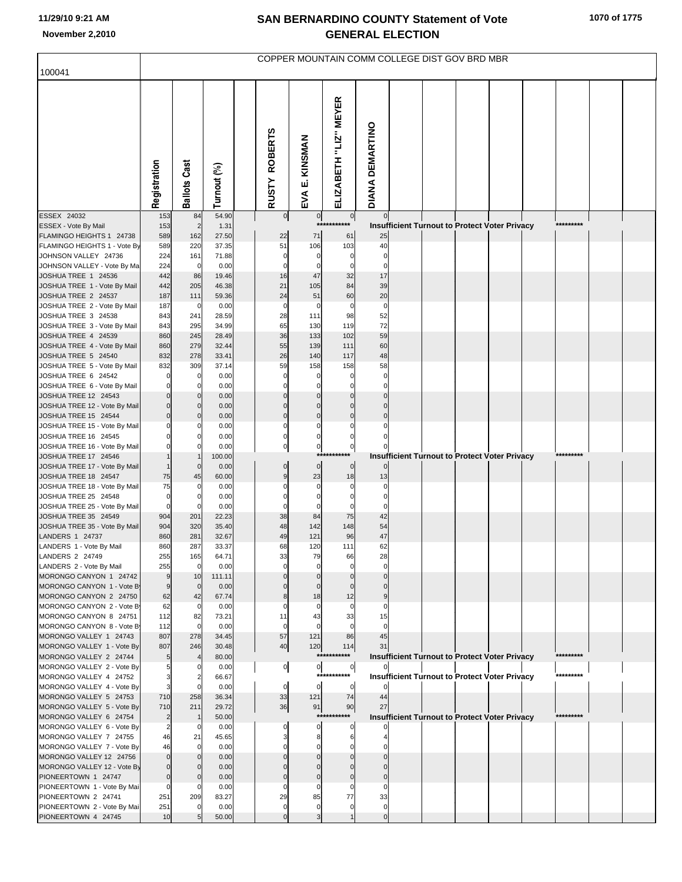# SAN BERNARDINO COUNTY Statement of Vote
# GENERAL ELECTION

November 2,2010

## COPPER MOUNTAIN COMM COLLEGE DIST GOV BRD MBR

100041

| | Registration | Ballots Cast | Turnout (%) | RUSTY ROBERTS | EVA E. KINSMAN | ELIZABETH "LIZ" MEYER | DIANA DEMARTINO |
|---|---|---|---|---|---|---|---|
| ESSEX 24032 | 153 | 84 | 54.90 | 0 | 0 | 0 | 0 |
| ESSEX - Vote By Mail | 153 | 2 | 1.31 | *********** Insufficient Turnout to Protect Voter Privacy ********* | | | |
| FLAMINGO HEIGHTS 1 24738 | 589 | 162 | 27.50 | 22 | 71 | 61 | 25 |
| FLAMINGO HEIGHTS 1 - Vote By | 589 | 220 | 37.35 | 51 | 106 | 103 | 40 |
| JOHNSON VALLEY 24736 | 224 | 161 | 71.88 | 0 | 0 | 0 | 0 |
| JOHNSON VALLEY - Vote By Ma | 224 | 0 | 0.00 | 0 | 0 | 0 | 0 |
| JOSHUA TREE 1 24536 | 442 | 86 | 19.46 | 16 | 47 | 32 | 17 |
| JOSHUA TREE 1 - Vote By Mail | 442 | 205 | 46.38 | 21 | 105 | 84 | 39 |
| JOSHUA TREE 2 24537 | 187 | 111 | 59.36 | 24 | 51 | 60 | 20 |
| JOSHUA TREE 2 - Vote By Mail | 187 | 0 | 0.00 | 0 | 0 | 0 | 0 |
| JOSHUA TREE 3 24538 | 843 | 241 | 28.59 | 28 | 111 | 98 | 52 |
| JOSHUA TREE 3 - Vote By Mail | 843 | 295 | 34.99 | 65 | 130 | 119 | 72 |
| JOSHUA TREE 4 24539 | 860 | 245 | 28.49 | 36 | 133 | 102 | 59 |
| JOSHUA TREE 4 - Vote By Mail | 860 | 279 | 32.44 | 55 | 139 | 111 | 60 |
| JOSHUA TREE 5 24540 | 832 | 278 | 33.41 | 26 | 140 | 117 | 48 |
| JOSHUA TREE 5 - Vote By Mail | 832 | 309 | 37.14 | 59 | 158 | 158 | 58 |
| JOSHUA TREE 6 24542 | 0 | 0 | 0.00 | 0 | 0 | 0 | 0 |
| JOSHUA TREE 6 - Vote By Mail | 0 | 0 | 0.00 | 0 | 0 | 0 | 0 |
| JOSHUA TREE 12 24543 | 0 | 0 | 0.00 | 0 | 0 | 0 | 0 |
| JOSHUA TREE 12 - Vote By Mail | 0 | 0 | 0.00 | 0 | 0 | 0 | 0 |
| JOSHUA TREE 15 24544 | 0 | 0 | 0.00 | 0 | 0 | 0 | 0 |
| JOSHUA TREE 15 - Vote By Mail | 0 | 0 | 0.00 | 0 | 0 | 0 | 0 |
| JOSHUA TREE 16 24545 | 0 | 0 | 0.00 | 0 | 0 | 0 | 0 |
| JOSHUA TREE 16 - Vote By Mail | 0 | 0 | 0.00 | 0 | 0 | 0 | 0 |
| JOSHUA TREE 17 24546 | 1 | 1 | 100.00 | *********** Insufficient Turnout to Protect Voter Privacy ********* | | | |
| JOSHUA TREE 17 - Vote By Mail | 1 | 0 | 0.00 | 0 | 0 | 0 | 0 |
| JOSHUA TREE 18 24547 | 75 | 45 | 60.00 | 9 | 23 | 18 | 13 |
| JOSHUA TREE 18 - Vote By Mail | 75 | 0 | 0.00 | 0 | 0 | 0 | 0 |
| JOSHUA TREE 25 24548 | 0 | 0 | 0.00 | 0 | 0 | 0 | 0 |
| JOSHUA TREE 25 - Vote By Mail | 0 | 0 | 0.00 | 0 | 0 | 0 | 0 |
| JOSHUA TREE 35 24549 | 904 | 201 | 22.23 | 38 | 84 | 75 | 42 |
| JOSHUA TREE 35 - Vote By Mail | 904 | 320 | 35.40 | 48 | 142 | 148 | 54 |
| LANDERS 1 24737 | 860 | 281 | 32.67 | 49 | 121 | 96 | 47 |
| LANDERS 1 - Vote By Mail | 860 | 287 | 33.37 | 68 | 120 | 111 | 62 |
| LANDERS 2 24749 | 255 | 165 | 64.71 | 33 | 79 | 66 | 28 |
| LANDERS 2 - Vote By Mail | 255 | 0 | 0.00 | 0 | 0 | 0 | 0 |
| MORONGO CANYON 1 24742 | 9 | 10 | 111.11 | 0 | 0 | 0 | 0 |
| MORONGO CANYON 1 - Vote By | 9 | 0 | 0.00 | 0 | 0 | 0 | 0 |
| MORONGO CANYON 2 24750 | 62 | 42 | 67.74 | 8 | 18 | 12 | 9 |
| MORONGO CANYON 2 - Vote By | 62 | 0 | 0.00 | 0 | 0 | 0 | 0 |
| MORONGO CANYON 8 24751 | 112 | 82 | 73.21 | 11 | 43 | 33 | 15 |
| MORONGO CANYON 8 - Vote By | 112 | 0 | 0.00 | 0 | 0 | 0 | 0 |
| MORONGO VALLEY 1 24743 | 807 | 278 | 34.45 | 57 | 121 | 86 | 45 |
| MORONGO VALLEY 1 - Vote By | 807 | 246 | 30.48 | 40 | 120 | 114 | 31 |
| MORONGO VALLEY 2 24744 | 5 | 4 | 80.00 | *********** Insufficient Turnout to Protect Voter Privacy ********* | | | |
| MORONGO VALLEY 2 - Vote By | 5 | 0 | 0.00 | 0 | 0 | 0 | 0 |
| MORONGO VALLEY 4 24752 | 3 | 2 | 66.67 | *********** Insufficient Turnout to Protect Voter Privacy ********* | | | |
| MORONGO VALLEY 4 - Vote By | 3 | 0 | 0.00 | 0 | 0 | 0 | 0 |
| MORONGO VALLEY 5 24753 | 710 | 258 | 36.34 | 33 | 121 | 74 | 44 |
| MORONGO VALLEY 5 - Vote By | 710 | 211 | 29.72 | 36 | 91 | 90 | 27 |
| MORONGO VALLEY 6 24754 | 2 | 1 | 50.00 | *********** Insufficient Turnout to Protect Voter Privacy ********* | | | |
| MORONGO VALLEY 6 - Vote By | 2 | 0 | 0.00 | 0 | 0 | 0 | 0 |
| MORONGO VALLEY 7 24755 | 46 | 21 | 45.65 | 3 | 8 | 6 | 4 |
| MORONGO VALLEY 7 - Vote By | 46 | 0 | 0.00 | 0 | 0 | 0 | 0 |
| MORONGO VALLEY 12 24756 | 0 | 0 | 0.00 | 0 | 0 | 0 | 0 |
| MORONGO VALLEY 12 - Vote By | 0 | 0 | 0.00 | 0 | 0 | 0 | 0 |
| PIONEERTOWN 1 24747 | 0 | 0 | 0.00 | 0 | 0 | 0 | 0 |
| PIONEERTOWN 1 - Vote By Mai | 0 | 0 | 0.00 | 0 | 0 | 0 | 0 |
| PIONEERTOWN 2 24741 | 251 | 209 | 83.27 | 29 | 85 | 77 | 33 |
| PIONEERTOWN 2 - Vote By Mai | 251 | 0 | 0.00 | 0 | 0 | 0 | 0 |
| PIONEERTOWN 4 24745 | 10 | 5 | 50.00 | 0 | 3 | 1 | 0 |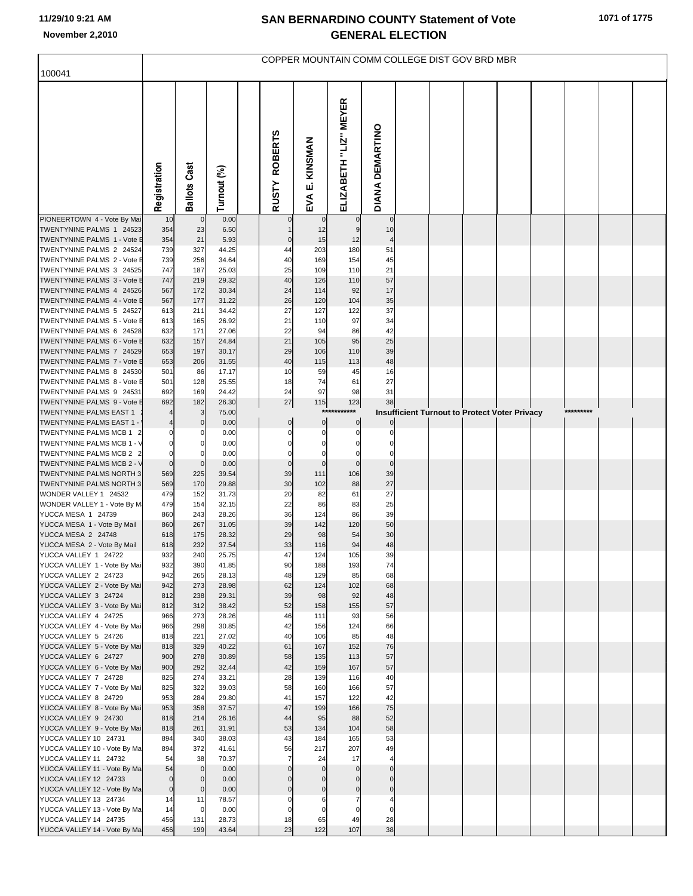# SAN BERNARDINO COUNTY Statement of Vote
# GENERAL ELECTION

November 2,2010

## COPPER MOUNTAIN COMM COLLEGE DIST GOV BRD MBR

100041

| | Registration | Ballots Cast | Turnout (%) | | RUSTY ROBERTS | EVA E. KINSMAN | ELIZABETH "LIZ" MEYER | DIANA DEMARTINO |
|---|---|---|---|---|---|---|---|---|
| PIONEERTOWN 4 - Vote By Mai | 10 | 0 | 0.00 | | 0 | 0 | 0 | 0 |
| TWENTYNINE PALMS 1 24523 | 354 | 23 | 6.50 | | 1 | 12 | 9 | 10 |
| TWENTYNINE PALMS 1 - Vote E | 354 | 21 | 5.93 | | 0 | 15 | 12 | 4 |
| TWENTYNINE PALMS 2 24524 | 739 | 327 | 44.25 | | 44 | 203 | 180 | 51 |
| TWENTYNINE PALMS 2 - Vote E | 739 | 256 | 34.64 | | 40 | 169 | 154 | 45 |
| TWENTYNINE PALMS 3 24525 | 747 | 187 | 25.03 | | 25 | 109 | 110 | 21 |
| TWENTYNINE PALMS 3 - Vote E | 747 | 219 | 29.32 | | 40 | 126 | 110 | 57 |
| TWENTYNINE PALMS 4 24526 | 567 | 172 | 30.34 | | 24 | 114 | 92 | 17 |
| TWENTYNINE PALMS 4 - Vote E | 567 | 177 | 31.22 | | 26 | 120 | 104 | 35 |
| TWENTYNINE PALMS 5 24527 | 613 | 211 | 34.42 | | 27 | 127 | 122 | 37 |
| TWENTYNINE PALMS 5 - Vote E | 613 | 165 | 26.92 | | 21 | 110 | 97 | 34 |
| TWENTYNINE PALMS 6 24528 | 632 | 171 | 27.06 | | 22 | 94 | 86 | 42 |
| TWENTYNINE PALMS 6 - Vote E | 632 | 157 | 24.84 | | 21 | 105 | 95 | 25 |
| TWENTYNINE PALMS 7 24529 | 653 | 197 | 30.17 | | 29 | 106 | 110 | 39 |
| TWENTYNINE PALMS 7 - Vote E | 653 | 206 | 31.55 | | 40 | 115 | 113 | 48 |
| TWENTYNINE PALMS 8 24530 | 501 | 86 | 17.17 | | 10 | 59 | 45 | 16 |
| TWENTYNINE PALMS 8 - Vote E | 501 | 128 | 25.55 | | 18 | 74 | 61 | 27 |
| TWENTYNINE PALMS 9 24531 | 692 | 169 | 24.42 | | 24 | 97 | 98 | 31 |
| TWENTYNINE PALMS 9 - Vote E | 692 | 182 | 26.30 | | 27 | 115 | 123 | 38 |
| TWENTYNINE PALMS EAST 1 | 4 | 3 | 75.00 | | | | *********** | Insufficient Turnout to Protect Voter Privacy ********* |
| TWENTYNINE PALMS EAST 1 - | 4 | 0 | 0.00 | | 0 | 0 | 0 | 0 |
| TWENTYNINE PALMS MCB 1 2 | 0 | 0 | 0.00 | | 0 | 0 | 0 | 0 |
| TWENTYNINE PALMS MCB 1 - V | 0 | 0 | 0.00 | | 0 | 0 | 0 | 0 |
| TWENTYNINE PALMS MCB 2 2 | 0 | 0 | 0.00 | | 0 | 0 | 0 | 0 |
| TWENTYNINE PALMS MCB 2 - V | 0 | 0 | 0.00 | | 0 | 0 | 0 | 0 |
| TWENTYNINE PALMS NORTH 3 | 569 | 225 | 39.54 | | 39 | 111 | 106 | 39 |
| TWENTYNINE PALMS NORTH 3 | 569 | 170 | 29.88 | | 30 | 102 | 88 | 27 |
| WONDER VALLEY 1 24532 | 479 | 152 | 31.73 | | 20 | 82 | 61 | 27 |
| WONDER VALLEY 1 - Vote By M | 479 | 154 | 32.15 | | 22 | 86 | 83 | 25 |
| YUCCA MESA 1 24739 | 860 | 243 | 28.26 | | 36 | 124 | 86 | 39 |
| YUCCA MESA 1 - Vote By Mail | 860 | 267 | 31.05 | | 39 | 142 | 120 | 50 |
| YUCCA MESA 2 24748 | 618 | 175 | 28.32 | | 29 | 98 | 54 | 30 |
| YUCCA MESA 2 - Vote By Mail | 618 | 232 | 37.54 | | 33 | 116 | 94 | 48 |
| YUCCA VALLEY 1 24722 | 932 | 240 | 25.75 | | 47 | 124 | 105 | 39 |
| YUCCA VALLEY 1 - Vote By Mai | 932 | 390 | 41.85 | | 90 | 188 | 193 | 74 |
| YUCCA VALLEY 2 24723 | 942 | 265 | 28.13 | | 48 | 129 | 85 | 68 |
| YUCCA VALLEY 2 - Vote By Mai | 942 | 273 | 28.98 | | 62 | 124 | 102 | 68 |
| YUCCA VALLEY 3 24724 | 812 | 238 | 29.31 | | 39 | 98 | 92 | 48 |
| YUCCA VALLEY 3 - Vote By Mai | 812 | 312 | 38.42 | | 52 | 158 | 155 | 57 |
| YUCCA VALLEY 4 24725 | 966 | 273 | 28.26 | | 46 | 111 | 93 | 56 |
| YUCCA VALLEY 4 - Vote By Mai | 966 | 298 | 30.85 | | 42 | 156 | 124 | 66 |
| YUCCA VALLEY 5 24726 | 818 | 221 | 27.02 | | 40 | 106 | 85 | 48 |
| YUCCA VALLEY 5 - Vote By Mai | 818 | 329 | 40.22 | | 61 | 167 | 152 | 76 |
| YUCCA VALLEY 6 24727 | 900 | 278 | 30.89 | | 58 | 135 | 113 | 57 |
| YUCCA VALLEY 6 - Vote By Mai | 900 | 292 | 32.44 | | 42 | 159 | 167 | 57 |
| YUCCA VALLEY 7 24728 | 825 | 274 | 33.21 | | 28 | 139 | 116 | 40 |
| YUCCA VALLEY 7 - Vote By Mai | 825 | 322 | 39.03 | | 58 | 160 | 166 | 57 |
| YUCCA VALLEY 8 24729 | 953 | 284 | 29.80 | | 41 | 157 | 122 | 42 |
| YUCCA VALLEY 8 - Vote By Mai | 953 | 358 | 37.57 | | 47 | 199 | 166 | 75 |
| YUCCA VALLEY 9 24730 | 818 | 214 | 26.16 | | 44 | 95 | 88 | 52 |
| YUCCA VALLEY 9 - Vote By Mai | 818 | 261 | 31.91 | | 53 | 134 | 104 | 58 |
| YUCCA VALLEY 10 24731 | 894 | 340 | 38.03 | | 43 | 184 | 165 | 53 |
| YUCCA VALLEY 10 - Vote By Ma | 894 | 372 | 41.61 | | 56 | 217 | 207 | 49 |
| YUCCA VALLEY 11 24732 | 54 | 38 | 70.37 | | 7 | 24 | 17 | 4 |
| YUCCA VALLEY 11 - Vote By Ma | 54 | 0 | 0.00 | | 0 | 0 | 0 | 0 |
| YUCCA VALLEY 12 24733 | 0 | 0 | 0.00 | | 0 | 0 | 0 | 0 |
| YUCCA VALLEY 12 - Vote By Ma | 0 | 0 | 0.00 | | 0 | 0 | 0 | 0 |
| YUCCA VALLEY 13 24734 | 14 | 11 | 78.57 | | 0 | 6 | 7 | 4 |
| YUCCA VALLEY 13 - Vote By Ma | 14 | 0 | 0.00 | | 0 | 0 | 0 | 0 |
| YUCCA VALLEY 14 24735 | 456 | 131 | 28.73 | | 18 | 65 | 49 | 28 |
| YUCCA VALLEY 14 - Vote By Ma | 456 | 199 | 43.64 | | 23 | 122 | 107 | 38 |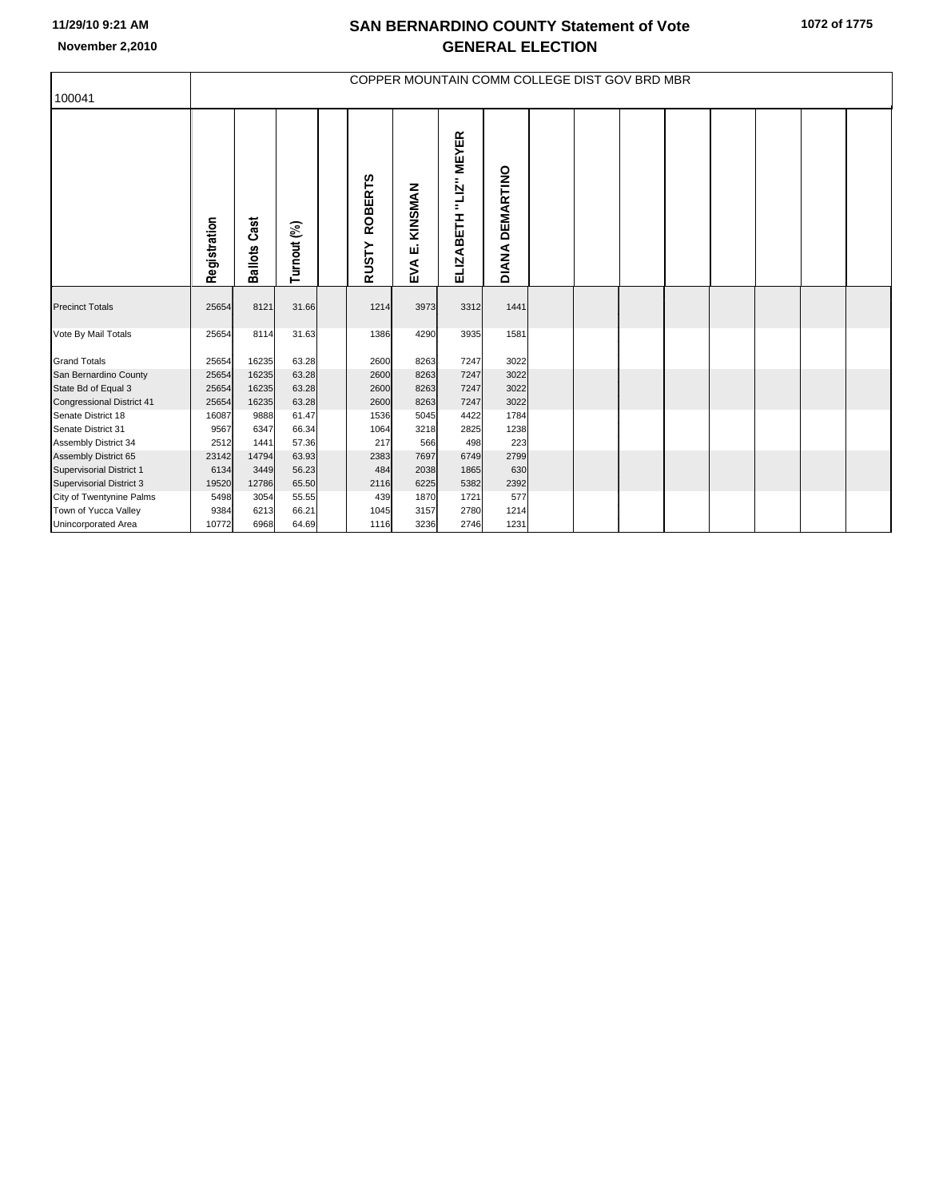# SAN BERNARDINO COUNTY Statement of Vote

## GENERAL ELECTION

November 2,2010

| 100041 | COPPER MOUNTAIN COMM COLLEGE DIST GOV BRD MBR | | | | | | | |
|---|---|---|---|---|---|---|---|---|
| | Registration | Ballots Cast | Turnout (%) | | RUSTY ROBERTS | EVA E. KINSMAN | ELIZABETH "LIZ" MEYER | DIANA DEMARTINO |
| Precinct Totals | 25654 | 8121 | 31.66 | | 1214 | 3973 | 3312 | 1441 |
| Vote By Mail Totals | 25654 | 8114 | 31.63 | | 1386 | 4290 | 3935 | 1581 |
| Grand Totals | 25654 | 16235 | 63.28 | | 2600 | 8263 | 7247 | 3022 |
| San Bernardino County | 25654 | 16235 | 63.28 | | 2600 | 8263 | 7247 | 3022 |
| State Bd of Equal 3 | 25654 | 16235 | 63.28 | | 2600 | 8263 | 7247 | 3022 |
| Congressional District 41 | 25654 | 16235 | 63.28 | | 2600 | 8263 | 7247 | 3022 |
| Senate District 18 | 16087 | 9888 | 61.47 | | 1536 | 5045 | 4422 | 1784 |
| Senate District 31 | 9567 | 6347 | 66.34 | | 1064 | 3218 | 2825 | 1238 |
| Assembly District 34 | 2512 | 1441 | 57.36 | | 217 | 566 | 498 | 223 |
| Assembly District 65 | 23142 | 14794 | 63.93 | | 2383 | 7697 | 6749 | 2799 |
| Supervisorial District 1 | 6134 | 3449 | 56.23 | | 484 | 2038 | 1865 | 630 |
| Supervisorial District 3 | 19520 | 12786 | 65.50 | | 2116 | 6225 | 5382 | 2392 |
| City of Twentynine Palms | 5498 | 3054 | 55.55 | | 439 | 1870 | 1721 | 577 |
| Town of Yucca Valley | 9384 | 6213 | 66.21 | | 1045 | 3157 | 2780 | 1214 |
| Unincorporated Area | 10772 | 6968 | 64.69 | | 1116 | 3236 | 2746 | 1231 |